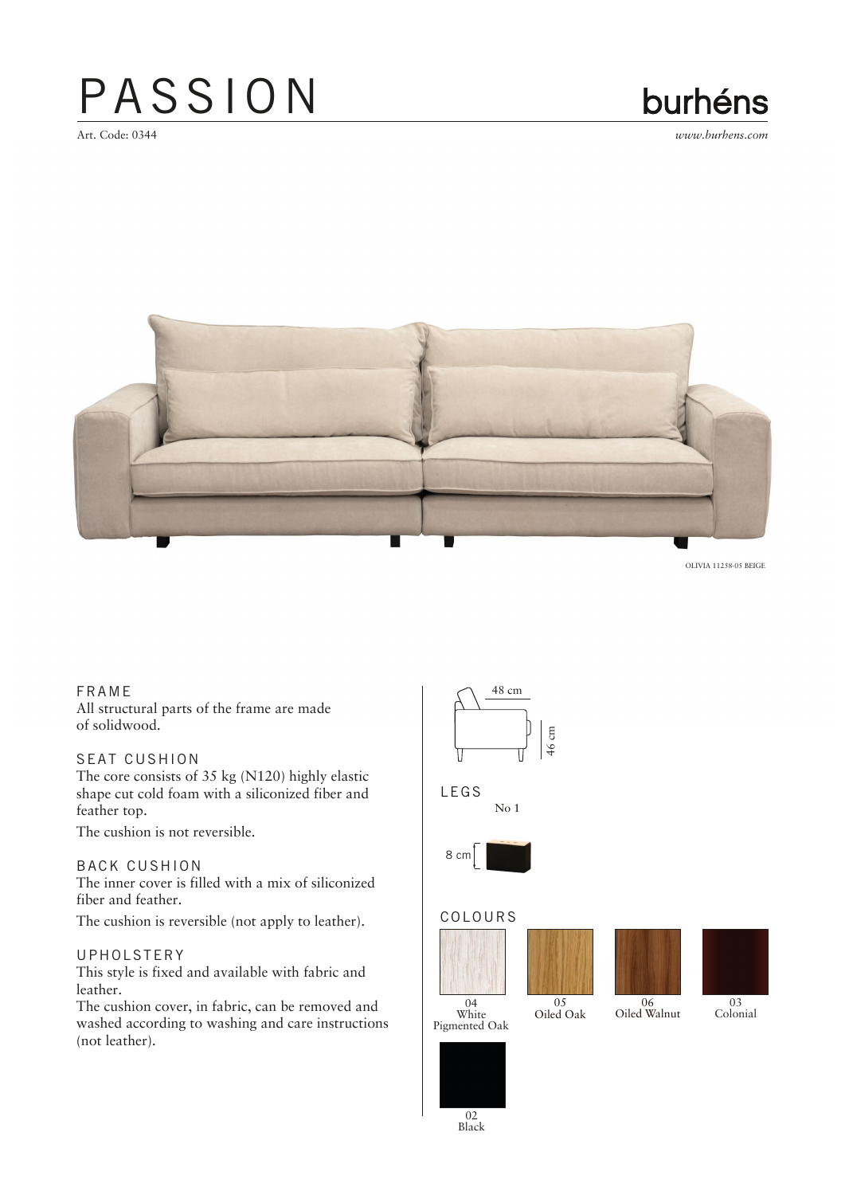# PASSION

Art. Code: 0344

burhéns

*www.burhens.com*

OLIVIA 11258-05 BEIGE

### FRAME

All structural parts of the frame are made of solidwood.

### SEAT CUSHION

The core consists of 35 kg (N120) highly elastic shape cut cold foam with a siliconized fiber and feather top.

The cushion is not reversible.

### BACK CUSHION

The inner cover is filled with a mix of siliconized fiber and feather.

The cushion is reversible (not apply to leather).

### UPHOLSTERY

This style is fixed and available with fabric and leather.

The cushion cover, in fabric, can be removed and washed according to washing and care instructions (not leather).

48 cm

46 cm

### LEGS

No 1

8 cm

### COLOURS

04 White Pigmented Oak

05 Oiled Oak

06 Oiled Walnut

03 Colonial

02 Black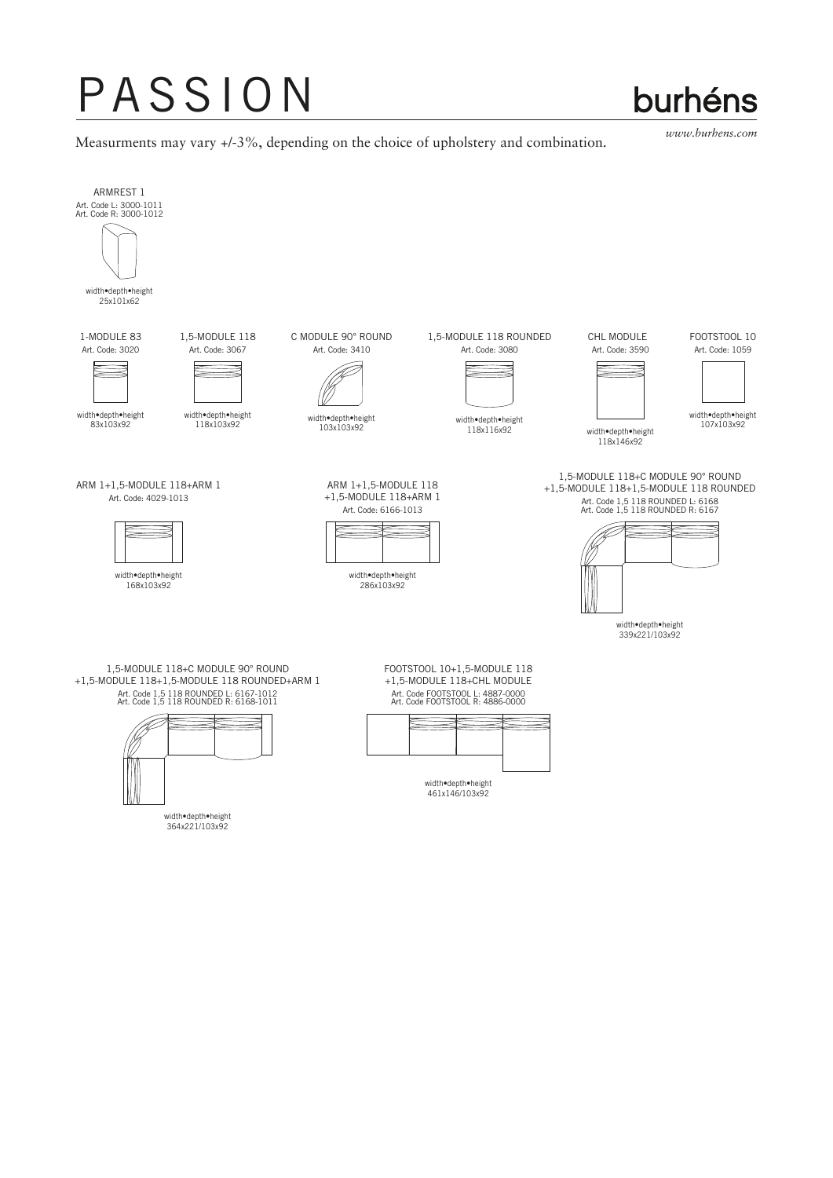# PASSION

burhéns

Measurments may vary +/-3%, depending on the choice of upholstery and combination.

*www.burhens.com*

ARMREST 1
Art. Code L: 3000-1011
Art. Code R: 3000-1012

width•depth•height
25x101x62

1-MODULE 83
Art. Code: 3020

width•depth•height
83x103x92

1,5-MODULE 118
Art. Code: 3067

width•depth•height
118x103x92

C MODULE 90° ROUND
Art. Code: 3410

width•depth•height
103x103x92

1,5-MODULE 118 ROUNDED
Art. Code: 3080

width•depth•height
118x116x92

CHL MODULE
Art. Code: 3590

width•depth•height
118x146x92

FOOTSTOOL 10
Art. Code: 1059

width•depth•height
107x103x92

ARM 1+1,5-MODULE 118+ARM 1
Art. Code: 4029-1013

width•depth•height
168x103x92

ARM 1+1,5-MODULE 118
+1,5-MODULE 118+ARM 1
Art. Code: 6166-1013

width•depth•height
286x103x92

1,5-MODULE 118+C MODULE 90° ROUND
+1,5-MODULE 118+1,5-MODULE 118 ROUNDED
Art. Code 1,5 118 ROUNDED L: 6168
Art. Code 1,5 118 ROUNDED R: 6167

width•depth•height
339x221/103x92

1,5-MODULE 118+C MODULE 90° ROUND
+1,5-MODULE 118+1,5-MODULE 118 ROUNDED+ARM 1
Art. Code 1,5 118 ROUNDED L: 6167-1012
Art. Code 1,5 118 ROUNDED R: 6168-1011

width•depth•height
364x221/103x92

FOOTSTOOL 10+1,5-MODULE 118
+1,5-MODULE 118+CHL MODULE
Art. Code FOOTSTOOL L: 4887-0000
Art. Code FOOTSTOOL R: 4886-0000

width•depth•height
461x146/103x92